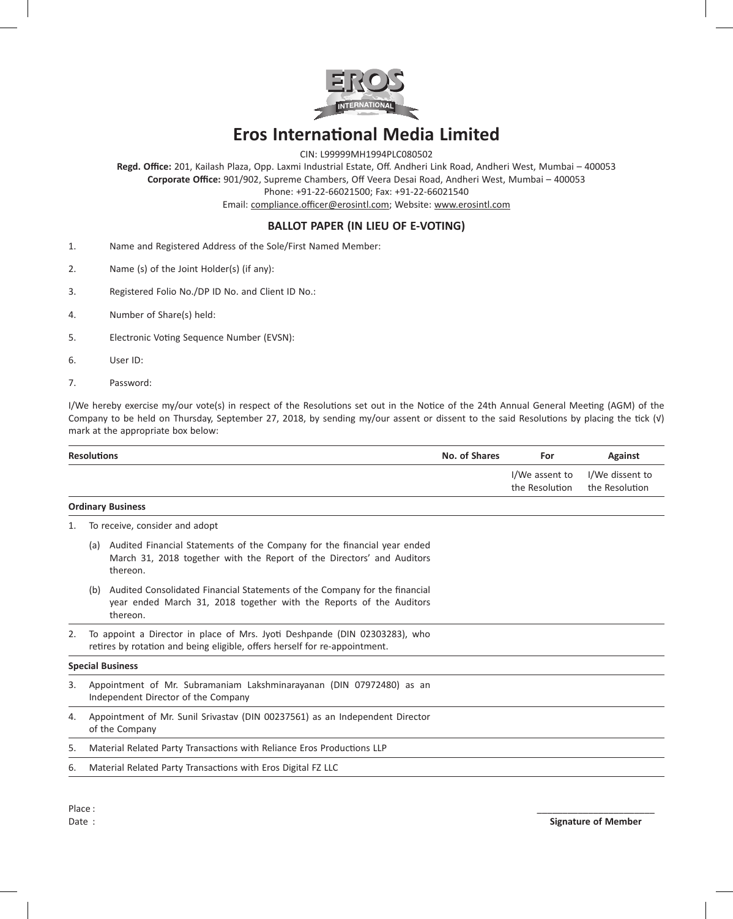# Eros International Media Limited

CIN: L99999MH1994PLC080502

**Regd. Office:** 201, Kailash Plaza, Opp. Laxmi Industrial Estate, Off. Andheri Link Road, Andheri West, Mumbai – 400053

**Corporate Office:** 901/902, Supreme Chambers, Off Veera Desai Road, Andheri West, Mumbai – 400053

Phone: +91-22-66021500; Fax: +91-22-66021540

Email: compliance.officer@erosintl.com; Website: www.erosintl.com

## BALLOT PAPER (IN LIEU OF E-VOTING)

1. Name and Registered Address of the Sole/First Named Member:
2. Name (s) of the Joint Holder(s) (if any):
3. Registered Folio No./DP ID No. and Client ID No.:
4. Number of Share(s) held:
5. Electronic Voting Sequence Number (EVSN):
6. User ID:
7. Password:

I/We hereby exercise my/our vote(s) in respect of the Resolutions set out in the Notice of the 24th Annual General Meeting (AGM) of the Company to be held on Thursday, September 27, 2018, by sending my/our assent or dissent to the said Resolutions by placing the tick (√) mark at the appropriate box below:

| Resolutions | No. of Shares | For | Against |
|---|---|---|---|
| | | I/We assent to the Resolution | I/We dissent to the Resolution |
| **Ordinary Business** | | | |
| 1. To receive, consider and adopt | | | |
| (a) Audited Financial Statements of the Company for the financial year ended March 31, 2018 together with the Report of the Directors' and Auditors thereon. | | | |
| (b) Audited Consolidated Financial Statements of the Company for the financial year ended March 31, 2018 together with the Reports of the Auditors thereon. | | | |
| 2. To appoint a Director in place of Mrs. Jyoti Deshpande (DIN 02303283), who retires by rotation and being eligible, offers herself for re-appointment. | | | |
| **Special Business** | | | |
| 3. Appointment of Mr. Subramaniam Lakshminarayanan (DIN 07972480) as an Independent Director of the Company | | | |
| 4. Appointment of Mr. Sunil Srivastav (DIN 00237561) as an Independent Director of the Company | | | |
| 5. Material Related Party Transactions with Reliance Eros Productions LLP | | | |
| 6. Material Related Party Transactions with Eros Digital FZ LLC | | | |

Place :

Date :

_______________________

**Signature of Member**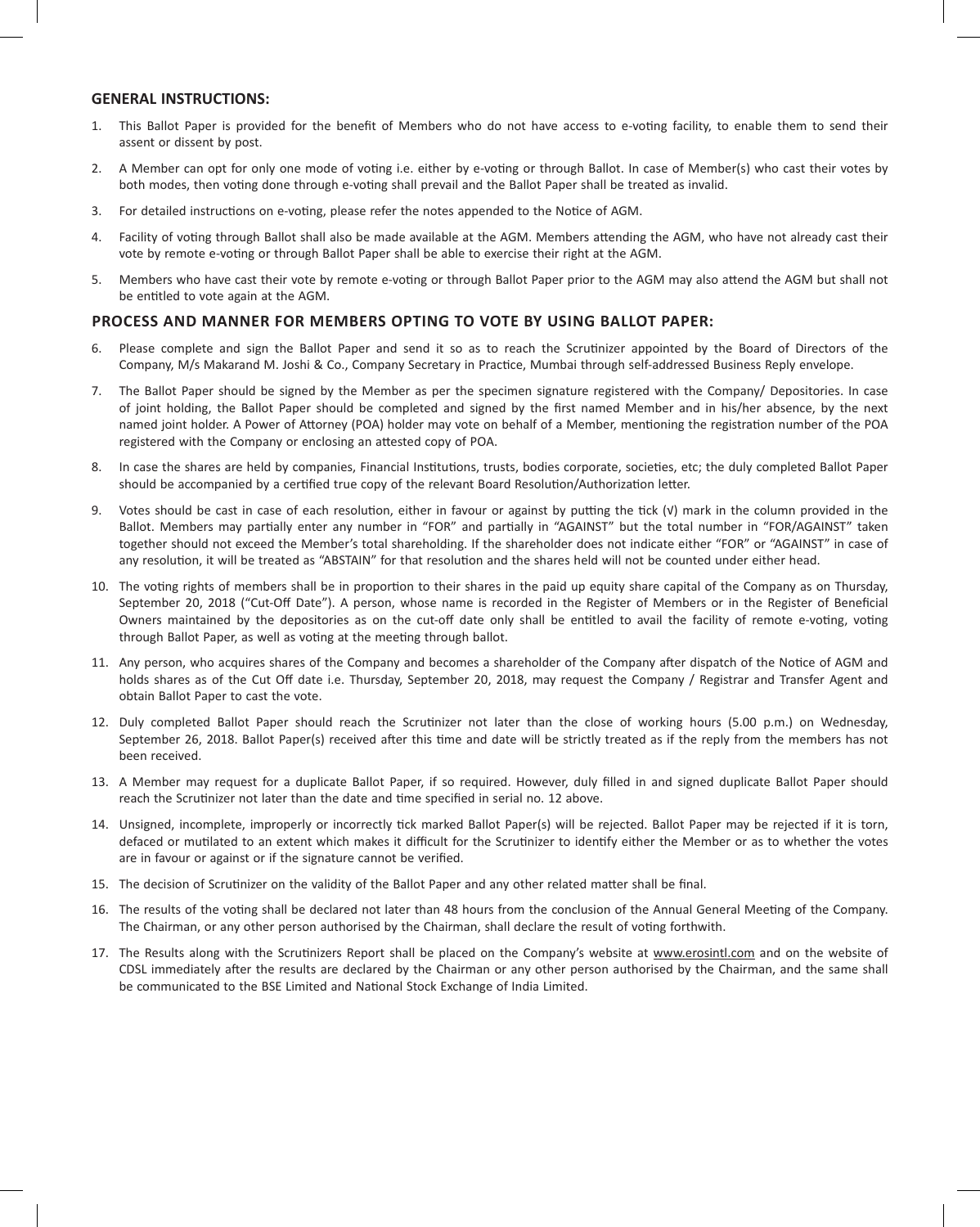## GENERAL INSTRUCTIONS:

1. This Ballot Paper is provided for the benefit of Members who do not have access to e-voting facility, to enable them to send their assent or dissent by post.
2. A Member can opt for only one mode of voting i.e. either by e-voting or through Ballot. In case of Member(s) who cast their votes by both modes, then voting done through e-voting shall prevail and the Ballot Paper shall be treated as invalid.
3. For detailed instructions on e-voting, please refer the notes appended to the Notice of AGM.
4. Facility of voting through Ballot shall also be made available at the AGM. Members attending the AGM, who have not already cast their vote by remote e-voting or through Ballot Paper shall be able to exercise their right at the AGM.
5. Members who have cast their vote by remote e-voting or through Ballot Paper prior to the AGM may also attend the AGM but shall not be entitled to vote again at the AGM.

## PROCESS AND MANNER FOR MEMBERS OPTING TO VOTE BY USING BALLOT PAPER:

6. Please complete and sign the Ballot Paper and send it so as to reach the Scrutinizer appointed by the Board of Directors of the Company, M/s Makarand M. Joshi & Co., Company Secretary in Practice, Mumbai through self-addressed Business Reply envelope.
7. The Ballot Paper should be signed by the Member as per the specimen signature registered with the Company/ Depositories. In case of joint holding, the Ballot Paper should be completed and signed by the first named Member and in his/her absence, by the next named joint holder. A Power of Attorney (POA) holder may vote on behalf of a Member, mentioning the registration number of the POA registered with the Company or enclosing an attested copy of POA.
8. In case the shares are held by companies, Financial Institutions, trusts, bodies corporate, societies, etc; the duly completed Ballot Paper should be accompanied by a certified true copy of the relevant Board Resolution/Authorization letter.
9. Votes should be cast in case of each resolution, either in favour or against by putting the tick (√) mark in the column provided in the Ballot. Members may partially enter any number in "FOR" and partially in "AGAINST" but the total number in "FOR/AGAINST" taken together should not exceed the Member's total shareholding. If the shareholder does not indicate either "FOR" or "AGAINST" in case of any resolution, it will be treated as "ABSTAIN" for that resolution and the shares held will not be counted under either head.
10. The voting rights of members shall be in proportion to their shares in the paid up equity share capital of the Company as on Thursday, September 20, 2018 ("Cut-Off Date"). A person, whose name is recorded in the Register of Members or in the Register of Beneficial Owners maintained by the depositories as on the cut-off date only shall be entitled to avail the facility of remote e-voting, voting through Ballot Paper, as well as voting at the meeting through ballot.
11. Any person, who acquires shares of the Company and becomes a shareholder of the Company after dispatch of the Notice of AGM and holds shares as of the Cut Off date i.e. Thursday, September 20, 2018, may request the Company / Registrar and Transfer Agent and obtain Ballot Paper to cast the vote.
12. Duly completed Ballot Paper should reach the Scrutinizer not later than the close of working hours (5.00 p.m.) on Wednesday, September 26, 2018. Ballot Paper(s) received after this time and date will be strictly treated as if the reply from the members has not been received.
13. A Member may request for a duplicate Ballot Paper, if so required. However, duly filled in and signed duplicate Ballot Paper should reach the Scrutinizer not later than the date and time specified in serial no. 12 above.
14. Unsigned, incomplete, improperly or incorrectly tick marked Ballot Paper(s) will be rejected. Ballot Paper may be rejected if it is torn, defaced or mutilated to an extent which makes it difficult for the Scrutinizer to identify either the Member or as to whether the votes are in favour or against or if the signature cannot be verified.
15. The decision of Scrutinizer on the validity of the Ballot Paper and any other related matter shall be final.
16. The results of the voting shall be declared not later than 48 hours from the conclusion of the Annual General Meeting of the Company. The Chairman, or any other person authorised by the Chairman, shall declare the result of voting forthwith.
17. The Results along with the Scrutinizers Report shall be placed on the Company's website at www.erosintl.com and on the website of CDSL immediately after the results are declared by the Chairman or any other person authorised by the Chairman, and the same shall be communicated to the BSE Limited and National Stock Exchange of India Limited.